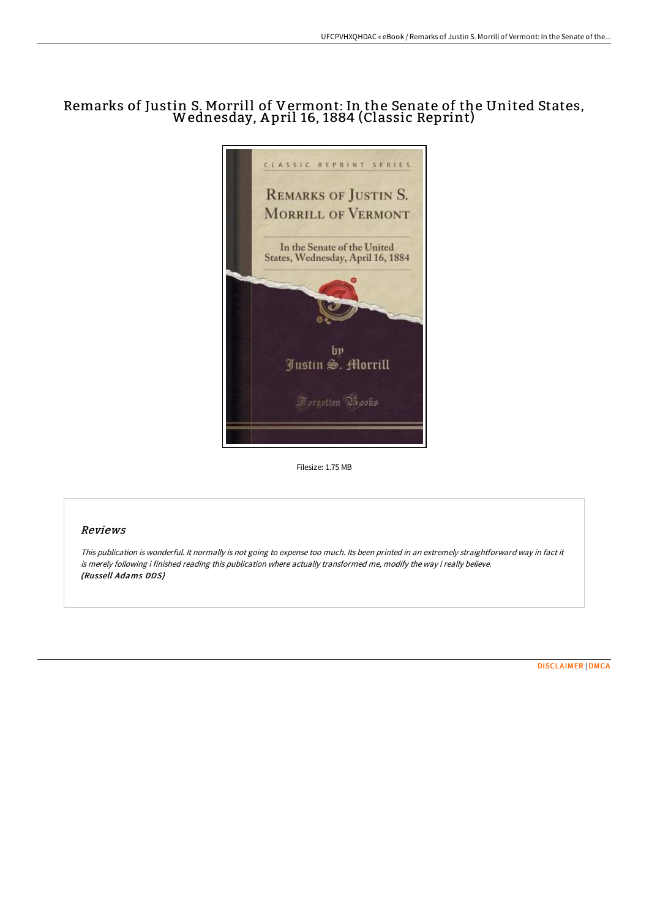# Remarks of Justin S. Morrill of Vermont: In the Senate of the United States, Wednesday, April 16, 1884 (Classic Reprint)

Filesize: 1.75 MB

## Reviews

*This publication is wonderful. It normally is not going to expense too much. Its been printed in an extremely straightforward way in fact it is merely following i finished reading this publication where actually transformed me, modify the way i really believe.*
***(Russell Adams DDS)***

DISCLAIMER | DMCA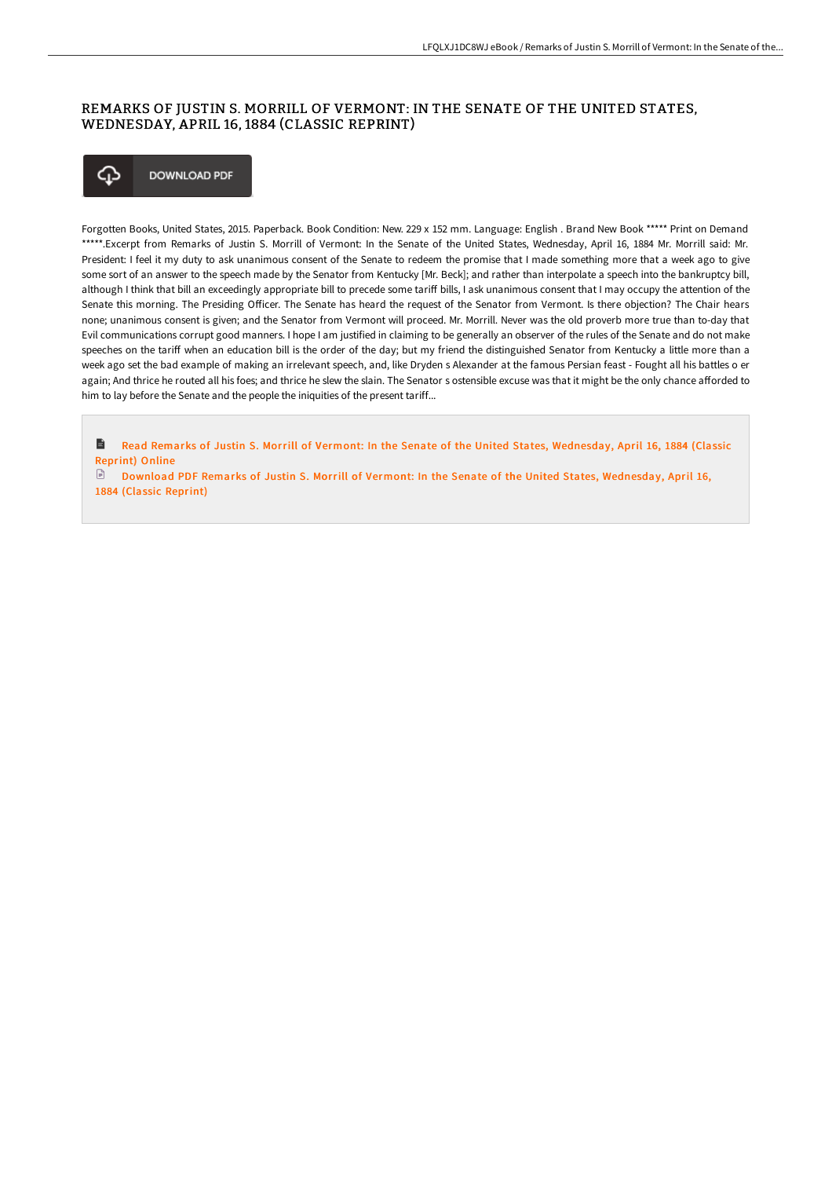# REMARKS OF JUSTIN S. MORRILL OF VERMONT: IN THE SENATE OF THE UNITED STATES, WEDNESDAY, APRIL 16, 1884 (CLASSIC REPRINT)

DOWNLOAD PDF

Forgotten Books, United States, 2015. Paperback. Book Condition: New. 229 x 152 mm. Language: English . Brand New Book ***** Print on Demand *****.Excerpt from Remarks of Justin S. Morrill of Vermont: In the Senate of the United States, Wednesday, April 16, 1884 Mr. Morrill said: Mr. President: I feel it my duty to ask unanimous consent of the Senate to redeem the promise that I made something more that a week ago to give some sort of an answer to the speech made by the Senator from Kentucky [Mr. Beck]; and rather than interpolate a speech into the bankruptcy bill, although I think that bill an exceedingly appropriate bill to precede some tariff bills, I ask unanimous consent that I may occupy the attention of the Senate this morning. The Presiding Officer. The Senate has heard the request of the Senator from Vermont. Is there objection? The Chair hears none; unanimous consent is given; and the Senator from Vermont will proceed. Mr. Morrill. Never was the old proverb more true than to-day that Evil communications corrupt good manners. I hope I am justified in claiming to be generally an observer of the rules of the Senate and do not make speeches on the tariff when an education bill is the order of the day; but my friend the distinguished Senator from Kentucky a little more than a week ago set the bad example of making an irrelevant speech, and, like Dryden s Alexander at the famous Persian feast - Fought all his battles o er again; And thrice he routed all his foes; and thrice he slew the slain. The Senator s ostensible excuse was that it might be the only chance afforded to him to lay before the Senate and the people the iniquities of the present tariff...

Read Remarks of Justin S. Morrill of Vermont: In the Senate of the United States, Wednesday, April 16, 1884 (Classic Reprint) Online

Download PDF Remarks of Justin S. Morrill of Vermont: In the Senate of the United States, Wednesday, April 16, 1884 (Classic Reprint)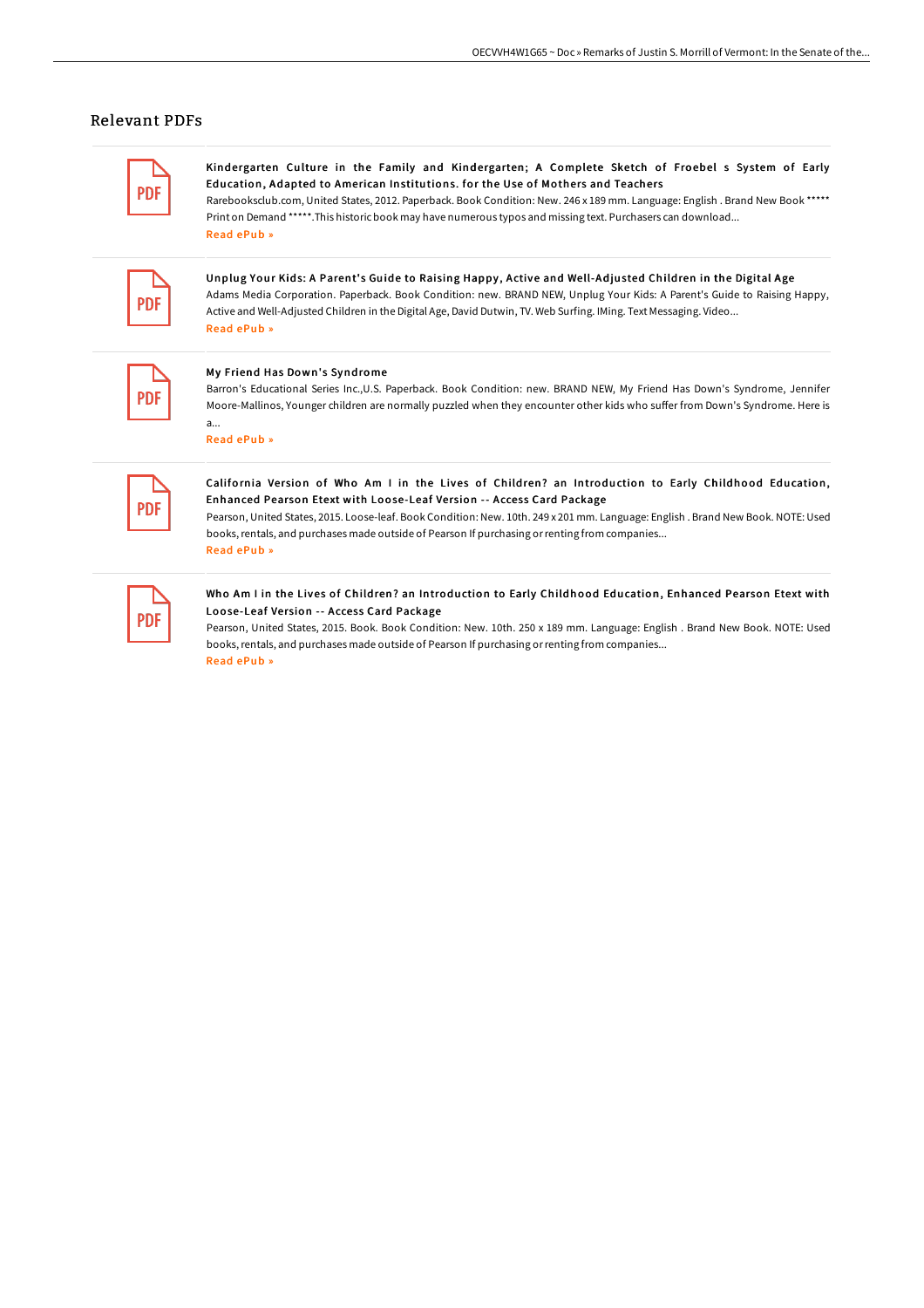## Relevant PDFs

**Kindergarten Culture in the Family and Kindergarten; A Complete Sketch of Froebel s System of Early Education, Adapted to American Institutions. for the Use of Mothers and Teachers**

Rarebooksclub.com, United States, 2012. Paperback. Book Condition: New. 246 x 189 mm. Language: English . Brand New Book ***** Print on Demand *****.This historic book may have numerous typos and missing text. Purchasers can download...

Read ePub »

**Unplug Your Kids: A Parent's Guide to Raising Happy, Active and Well-Adjusted Children in the Digital Age**

Adams Media Corporation. Paperback. Book Condition: new. BRAND NEW, Unplug Your Kids: A Parent's Guide to Raising Happy, Active and Well-Adjusted Children in the Digital Age, David Dutwin, TV. Web Surfing. IMing. Text Messaging. Video...

Read ePub »

**My Friend Has Down's Syndrome**

Barron's Educational Series Inc.,U.S. Paperback. Book Condition: new. BRAND NEW, My Friend Has Down's Syndrome, Jennifer Moore-Mallinos, Younger children are normally puzzled when they encounter other kids who suffer from Down's Syndrome. Here is a...

Read ePub »

**California Version of Who Am I in the Lives of Children? an Introduction to Early Childhood Education, Enhanced Pearson Etext with Loose-Leaf Version -- Access Card Package**

Pearson, United States, 2015. Loose-leaf. Book Condition: New. 10th. 249 x 201 mm. Language: English . Brand New Book. NOTE: Used books, rentals, and purchases made outside of Pearson If purchasing or renting from companies...

Read ePub »

**Who Am I in the Lives of Children? an Introduction to Early Childhood Education, Enhanced Pearson Etext with Loose-Leaf Version -- Access Card Package**

Pearson, United States, 2015. Book. Book Condition: New. 10th. 250 x 189 mm. Language: English . Brand New Book. NOTE: Used books, rentals, and purchases made outside of Pearson If purchasing or renting from companies...

Read ePub »